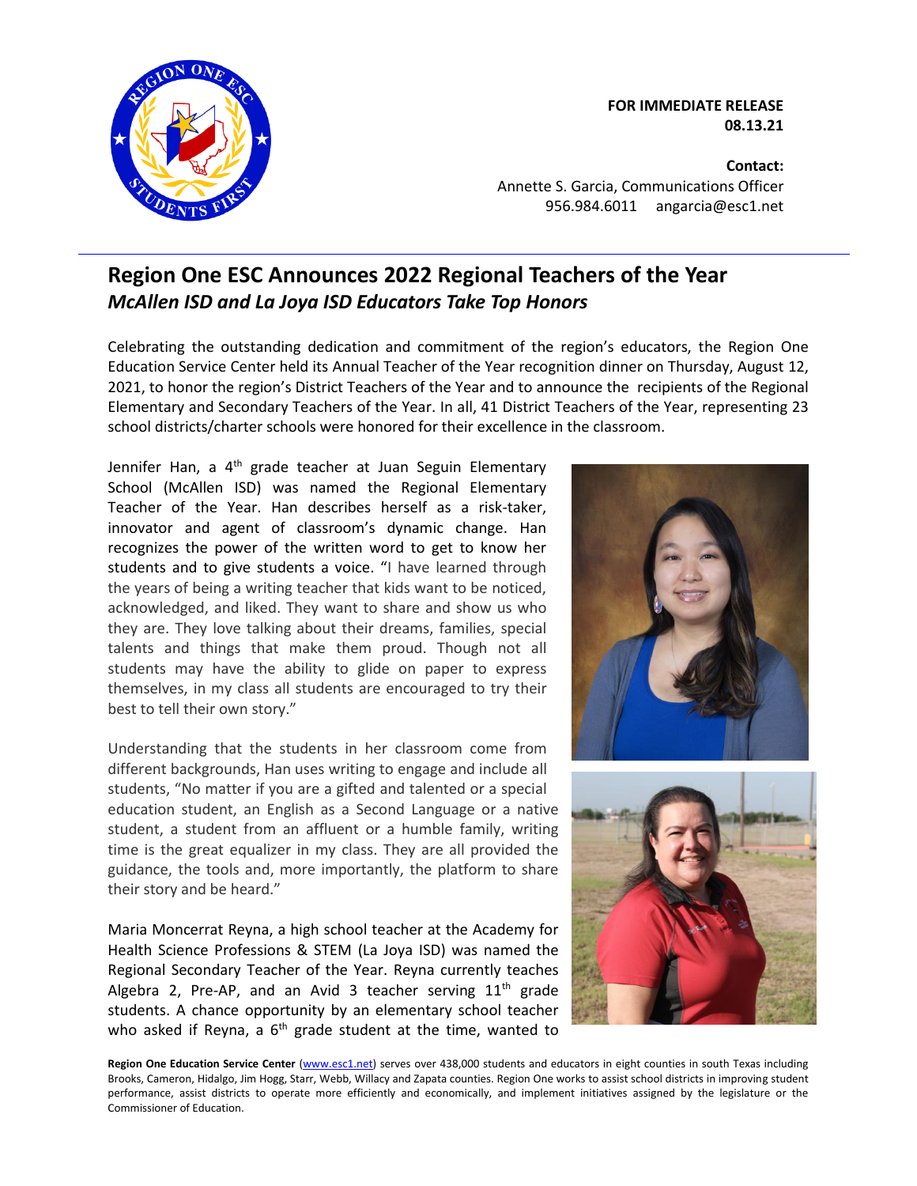**FOR IMMEDIATE RELEASE**
**08.13.21**

**Contact:**
Annette S. Garcia, Communications Officer
956.984.6011 angarcia@esc1.net

# Region One ESC Announces 2022 Regional Teachers of the Year

## *McAllen ISD and La Joya ISD Educators Take Top Honors*

Celebrating the outstanding dedication and commitment of the region's educators, the Region One Education Service Center held its Annual Teacher of the Year recognition dinner on Thursday, August 12, 2021, to honor the region's District Teachers of the Year and to announce the recipients of the Regional Elementary and Secondary Teachers of the Year. In all, 41 District Teachers of the Year, representing 23 school districts/charter schools were honored for their excellence in the classroom.

Jennifer Han, a 4th grade teacher at Juan Seguin Elementary School (McAllen ISD) was named the Regional Elementary Teacher of the Year. Han describes herself as a risk-taker, innovator and agent of classroom's dynamic change. Han recognizes the power of the written word to get to know her students and to give students a voice. "I have learned through the years of being a writing teacher that kids want to be noticed, acknowledged, and liked. They want to share and show us who they are. They love talking about their dreams, families, special talents and things that make them proud. Though not all students may have the ability to glide on paper to express themselves, in my class all students are encouraged to try their best to tell their own story."

Understanding that the students in her classroom come from different backgrounds, Han uses writing to engage and include all students, "No matter if you are a gifted and talented or a special education student, an English as a Second Language or a native student, a student from an affluent or a humble family, writing time is the great equalizer in my class. They are all provided the guidance, the tools and, more importantly, the platform to share their story and be heard."

Maria Moncerrat Reyna, a high school teacher at the Academy for Health Science Professions & STEM (La Joya ISD) was named the Regional Secondary Teacher of the Year. Reyna currently teaches Algebra 2, Pre-AP, and an Avid 3 teacher serving 11th grade students. A chance opportunity by an elementary school teacher who asked if Reyna, a 6th grade student at the time, wanted to

**Region One Education Service Center** (www.esc1.net) serves over 438,000 students and educators in eight counties in south Texas including Brooks, Cameron, Hidalgo, Jim Hogg, Starr, Webb, Willacy and Zapata counties. Region One works to assist school districts in improving student performance, assist districts to operate more efficiently and economically, and implement initiatives assigned by the legislature or the Commissioner of Education.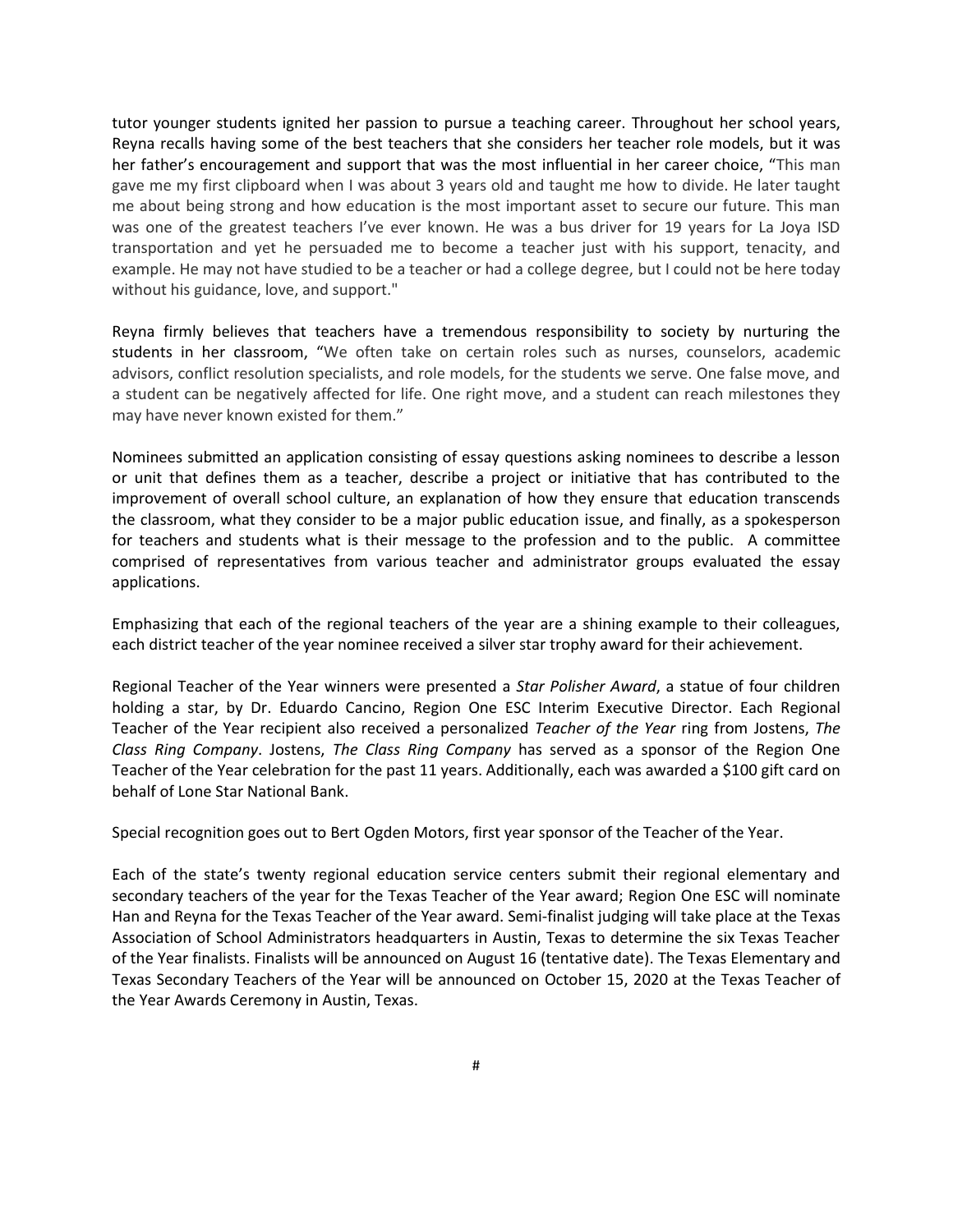tutor younger students ignited her passion to pursue a teaching career. Throughout her school years, Reyna recalls having some of the best teachers that she considers her teacher role models, but it was her father's encouragement and support that was the most influential in her career choice, "This man gave me my first clipboard when I was about 3 years old and taught me how to divide. He later taught me about being strong and how education is the most important asset to secure our future. This man was one of the greatest teachers I've ever known. He was a bus driver for 19 years for La Joya ISD transportation and yet he persuaded me to become a teacher just with his support, tenacity, and example. He may not have studied to be a teacher or had a college degree, but I could not be here today without his guidance, love, and support."

Reyna firmly believes that teachers have a tremendous responsibility to society by nurturing the students in her classroom, "We often take on certain roles such as nurses, counselors, academic advisors, conflict resolution specialists, and role models, for the students we serve. One false move, and a student can be negatively affected for life. One right move, and a student can reach milestones they may have never known existed for them."

Nominees submitted an application consisting of essay questions asking nominees to describe a lesson or unit that defines them as a teacher, describe a project or initiative that has contributed to the improvement of overall school culture, an explanation of how they ensure that education transcends the classroom, what they consider to be a major public education issue, and finally, as a spokesperson for teachers and students what is their message to the profession and to the public. A committee comprised of representatives from various teacher and administrator groups evaluated the essay applications.

Emphasizing that each of the regional teachers of the year are a shining example to their colleagues, each district teacher of the year nominee received a silver star trophy award for their achievement.

Regional Teacher of the Year winners were presented a *Star Polisher Award*, a statue of four children holding a star, by Dr. Eduardo Cancino, Region One ESC Interim Executive Director. Each Regional Teacher of the Year recipient also received a personalized *Teacher of the Year* ring from Jostens, *The Class Ring Company*. Jostens, *The Class Ring Company* has served as a sponsor of the Region One Teacher of the Year celebration for the past 11 years. Additionally, each was awarded a $100 gift card on behalf of Lone Star National Bank.

Special recognition goes out to Bert Ogden Motors, first year sponsor of the Teacher of the Year.

Each of the state's twenty regional education service centers submit their regional elementary and secondary teachers of the year for the Texas Teacher of the Year award; Region One ESC will nominate Han and Reyna for the Texas Teacher of the Year award. Semi-finalist judging will take place at the Texas Association of School Administrators headquarters in Austin, Texas to determine the six Texas Teacher of the Year finalists. Finalists will be announced on August 16 (tentative date). The Texas Elementary and Texas Secondary Teachers of the Year will be announced on October 15, 2020 at the Texas Teacher of the Year Awards Ceremony in Austin, Texas.

#